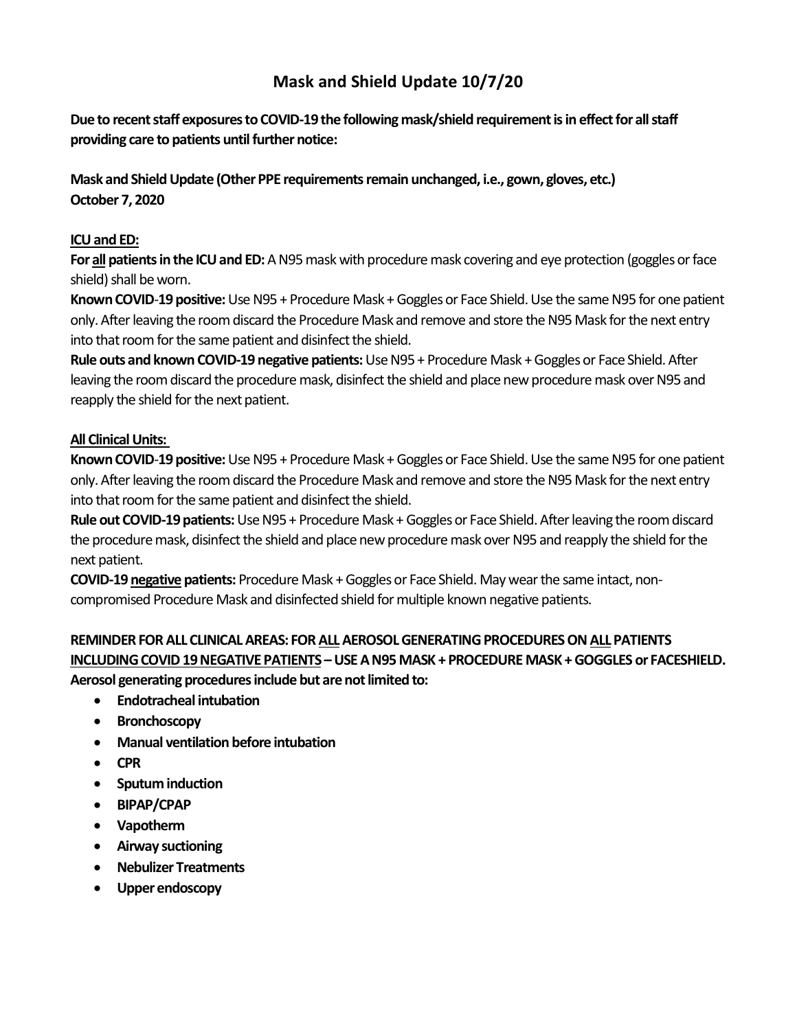# Mask and Shield Update 10/7/20

**Due to recent staff exposures to COVID-19 the following mask/shield requirement is in effect for all staff providing care to patients until further notice:**

**Mask and Shield Update (Other PPE requirements remain unchanged, i.e., gown, gloves, etc.)**
**October 7, 2020**

**<u>ICU and ED:</u>**

**For <u>all</u> patients in the ICU and ED:** A N95 mask with procedure mask covering and eye protection (goggles or face shield) shall be worn.

**Known COVID-19 positive:** Use N95 + Procedure Mask + Goggles or Face Shield. Use the same N95 for one patient only. After leaving the room discard the Procedure Mask and remove and store the N95 Mask for the next entry into that room for the same patient and disinfect the shield.

**Rule outs and known COVID-19 negative patients:** Use N95 + Procedure Mask + Goggles or Face Shield. After leaving the room discard the procedure mask, disinfect the shield and place new procedure mask over N95 and reapply the shield for the next patient.

**<u>All Clinical Units:</u>**

**Known COVID-19 positive:** Use N95 + Procedure Mask + Goggles or Face Shield. Use the same N95 for one patient only. After leaving the room discard the Procedure Mask and remove and store the N95 Mask for the next entry into that room for the same patient and disinfect the shield.

**Rule out COVID-19 patients:** Use N95 + Procedure Mask + Goggles or Face Shield. After leaving the room discard the procedure mask, disinfect the shield and place new procedure mask over N95 and reapply the shield for the next patient.

**COVID-19 <u>negative</u> patients:** Procedure Mask + Goggles or Face Shield. May wear the same intact, non-compromised Procedure Mask and disinfected shield for multiple known negative patients.

**REMINDER FOR ALL CLINICAL AREAS: FOR <u>ALL</u> AEROSOL GENERATING PROCEDURES ON <u>ALL</u> PATIENTS <u>INCLUDING COVID 19 NEGATIVE PATIENTS</u> – USE A N95 MASK + PROCEDURE MASK + GOGGLES or FACESHIELD. Aerosol generating procedures include but are not limited to:**

- **Endotracheal intubation**
- **Bronchoscopy**
- **Manual ventilation before intubation**
- **CPR**
- **Sputum induction**
- **BIPAP/CPAP**
- **Vapotherm**
- **Airway suctioning**
- **Nebulizer Treatments**
- **Upper endoscopy**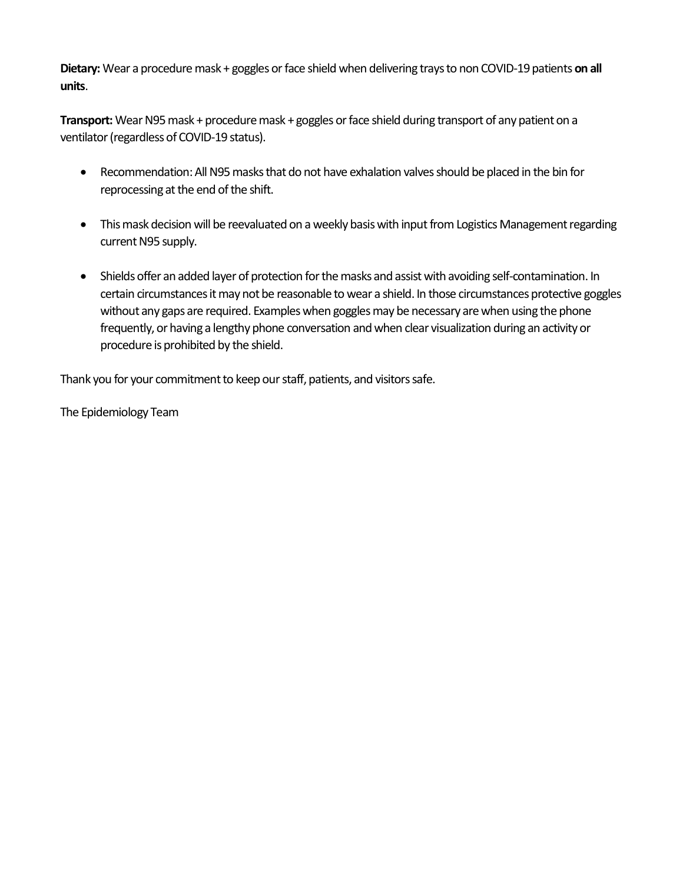**Dietary:** Wear a procedure mask + goggles or face shield when delivering trays to non COVID-19 patients **on all units**.

**Transport:** Wear N95 mask + procedure mask + goggles or face shield during transport of any patient on a ventilator (regardless of COVID-19 status).

- Recommendation: All N95 masks that do not have exhalation valves should be placed in the bin for reprocessing at the end of the shift.
- This mask decision will be reevaluated on a weekly basis with input from Logistics Management regarding current N95 supply.
- Shields offer an added layer of protection for the masks and assist with avoiding self-contamination. In certain circumstances it may not be reasonable to wear a shield. In those circumstances protective goggles without any gaps are required. Examples when goggles may be necessary are when using the phone frequently, or having a lengthy phone conversation and when clear visualization during an activity or procedure is prohibited by the shield.

Thank you for your commitment to keep our staff, patients, and visitors safe.

The Epidemiology Team